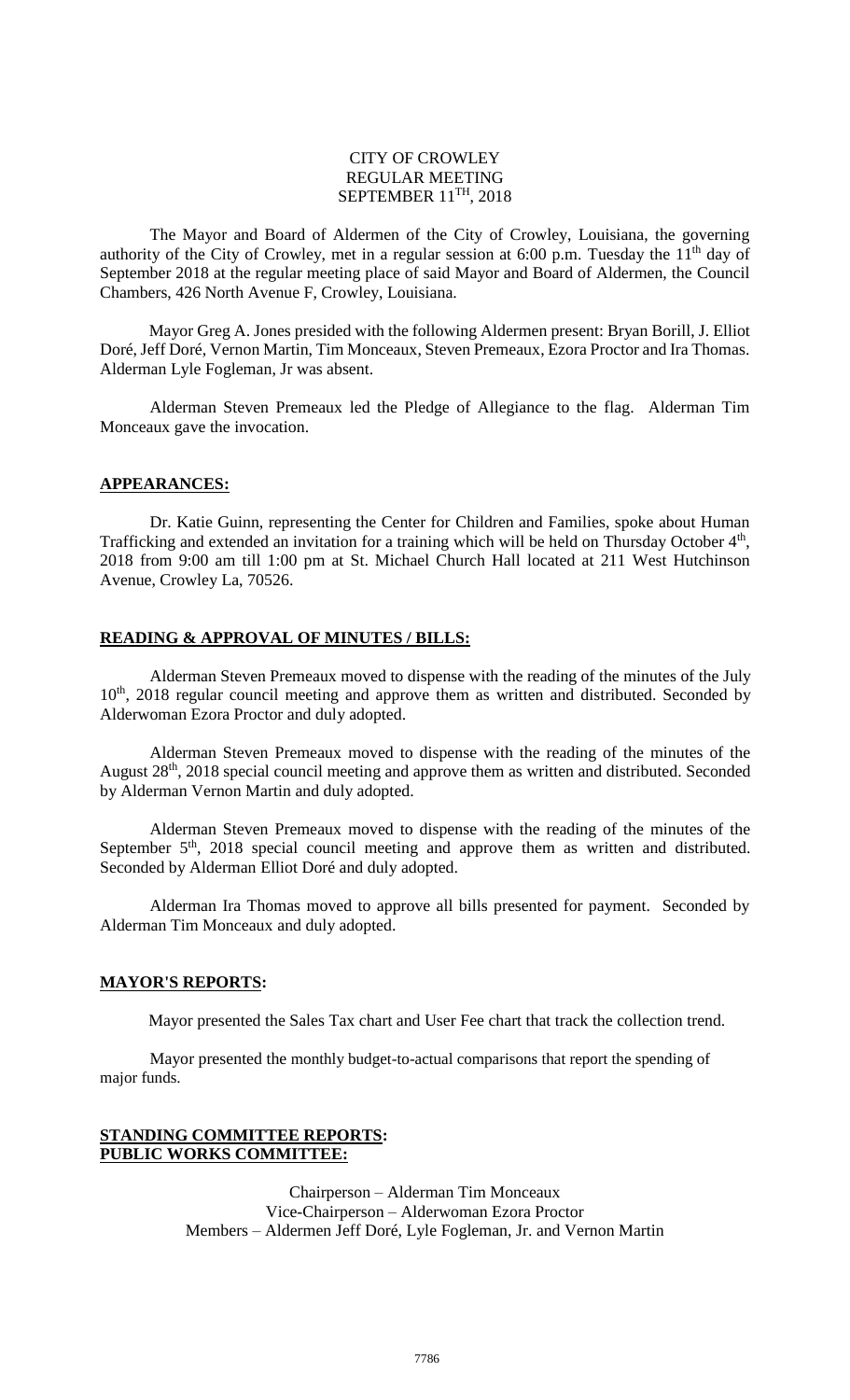CITY OF CROWLEY
REGULAR MEETING
SEPTEMBER 11TH, 2018

The Mayor and Board of Aldermen of the City of Crowley, Louisiana, the governing authority of the City of Crowley, met in a regular session at 6:00 p.m. Tuesday the 11th day of September 2018 at the regular meeting place of said Mayor and Board of Aldermen, the Council Chambers, 426 North Avenue F, Crowley, Louisiana.

Mayor Greg A. Jones presided with the following Aldermen present: Bryan Borill, J. Elliot Doré, Jeff Doré, Vernon Martin, Tim Monceaux, Steven Premeaux, Ezora Proctor and Ira Thomas. Alderman Lyle Fogleman, Jr was absent.

Alderman Steven Premeaux led the Pledge of Allegiance to the flag. Alderman Tim Monceaux gave the invocation.

**APPEARANCES:**

Dr. Katie Guinn, representing the Center for Children and Families, spoke about Human Trafficking and extended an invitation for a training which will be held on Thursday October 4th, 2018 from 9:00 am till 1:00 pm at St. Michael Church Hall located at 211 West Hutchinson Avenue, Crowley La, 70526.

**READING & APPROVAL OF MINUTES / BILLS:**

Alderman Steven Premeaux moved to dispense with the reading of the minutes of the July 10th, 2018 regular council meeting and approve them as written and distributed. Seconded by Alderwoman Ezora Proctor and duly adopted.

Alderman Steven Premeaux moved to dispense with the reading of the minutes of the August 28th, 2018 special council meeting and approve them as written and distributed. Seconded by Alderman Vernon Martin and duly adopted.

Alderman Steven Premeaux moved to dispense with the reading of the minutes of the September 5th, 2018 special council meeting and approve them as written and distributed. Seconded by Alderman Elliot Doré and duly adopted.

Alderman Ira Thomas moved to approve all bills presented for payment. Seconded by Alderman Tim Monceaux and duly adopted.

**MAYOR'S REPORTS:**

Mayor presented the Sales Tax chart and User Fee chart that track the collection trend.

Mayor presented the monthly budget-to-actual comparisons that report the spending of major funds.

**STANDING COMMITTEE REPORTS:**
**PUBLIC WORKS COMMITTEE:**

Chairperson – Alderman Tim Monceaux
Vice-Chairperson – Alderwoman Ezora Proctor
Members – Aldermen Jeff Doré, Lyle Fogleman, Jr. and Vernon Martin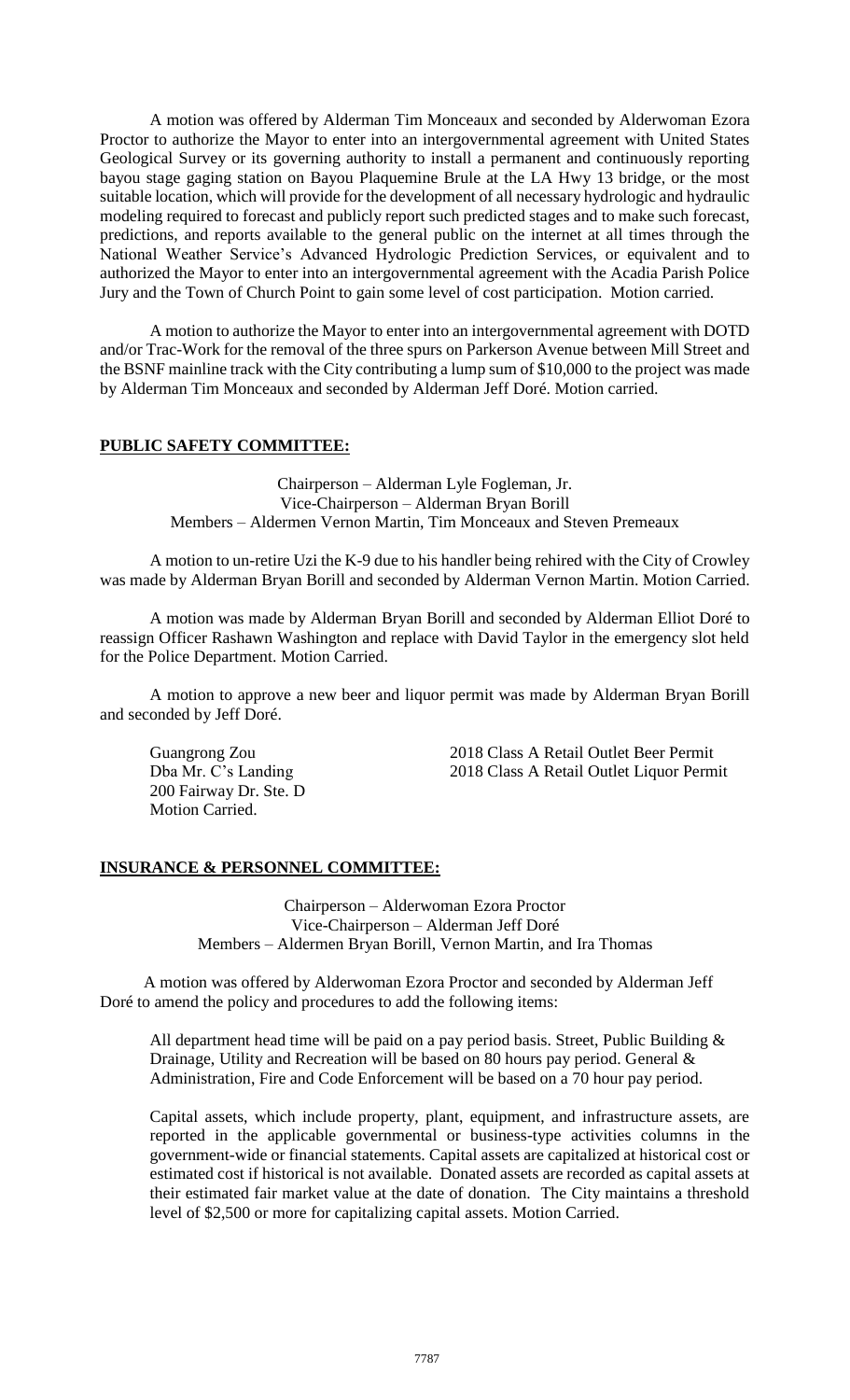A motion was offered by Alderman Tim Monceaux and seconded by Alderwoman Ezora Proctor to authorize the Mayor to enter into an intergovernmental agreement with United States Geological Survey or its governing authority to install a permanent and continuously reporting bayou stage gaging station on Bayou Plaquemine Brule at the LA Hwy 13 bridge, or the most suitable location, which will provide for the development of all necessary hydrologic and hydraulic modeling required to forecast and publicly report such predicted stages and to make such forecast, predictions, and reports available to the general public on the internet at all times through the National Weather Service's Advanced Hydrologic Prediction Services, or equivalent and to authorized the Mayor to enter into an intergovernmental agreement with the Acadia Parish Police Jury and the Town of Church Point to gain some level of cost participation. Motion carried.

A motion to authorize the Mayor to enter into an intergovernmental agreement with DOTD and/or Trac-Work for the removal of the three spurs on Parkerson Avenue between Mill Street and the BSNF mainline track with the City contributing a lump sum of $10,000 to the project was made by Alderman Tim Monceaux and seconded by Alderman Jeff Doré. Motion carried.

**PUBLIC SAFETY COMMITTEE:**

Chairperson – Alderman Lyle Fogleman, Jr.
Vice-Chairperson – Alderman Bryan Borill
Members – Aldermen Vernon Martin, Tim Monceaux and Steven Premeaux

A motion to un-retire Uzi the K-9 due to his handler being rehired with the City of Crowley was made by Alderman Bryan Borill and seconded by Alderman Vernon Martin. Motion Carried.

A motion was made by Alderman Bryan Borill and seconded by Alderman Elliot Doré to reassign Officer Rashawn Washington and replace with David Taylor in the emergency slot held for the Police Department. Motion Carried.

A motion to approve a new beer and liquor permit was made by Alderman Bryan Borill and seconded by Jeff Doré.

| | |
|---|---|
| Guangrong Zou | 2018 Class A Retail Outlet Beer Permit |
| Dba Mr. C's Landing | 2018 Class A Retail Outlet Liquor Permit |
| 200 Fairway Dr. Ste. D | |
| Motion Carried. | |

**INSURANCE & PERSONNEL COMMITTEE:**

Chairperson – Alderwoman Ezora Proctor
Vice-Chairperson – Alderman Jeff Doré
Members – Aldermen Bryan Borill, Vernon Martin, and Ira Thomas

A motion was offered by Alderwoman Ezora Proctor and seconded by Alderman Jeff Doré to amend the policy and procedures to add the following items:

All department head time will be paid on a pay period basis. Street, Public Building & Drainage, Utility and Recreation will be based on 80 hours pay period. General & Administration, Fire and Code Enforcement will be based on a 70 hour pay period.

Capital assets, which include property, plant, equipment, and infrastructure assets, are reported in the applicable governmental or business-type activities columns in the government-wide or financial statements. Capital assets are capitalized at historical cost or estimated cost if historical is not available. Donated assets are recorded as capital assets at their estimated fair market value at the date of donation. The City maintains a threshold level of $2,500 or more for capitalizing capital assets. Motion Carried.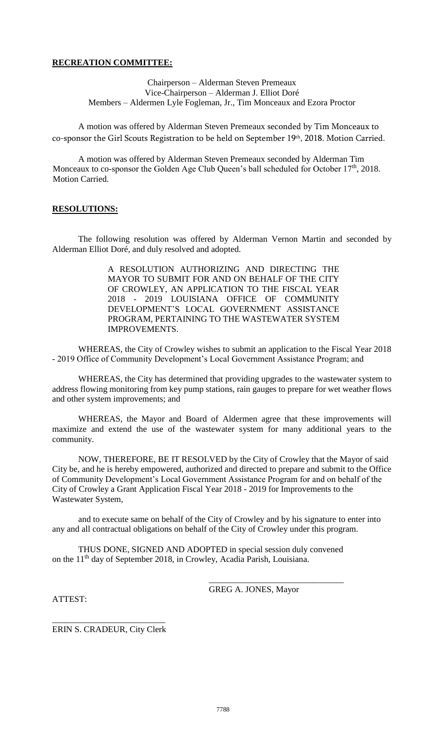**RECREATION COMMITTEE:**

Chairperson – Alderman Steven Premeaux
Vice-Chairperson – Alderman J. Elliot Doré
Members – Aldermen Lyle Fogleman, Jr., Tim Monceaux and Ezora Proctor

A motion was offered by Alderman Steven Premeaux seconded by Tim Monceaux to co-sponsor the Girl Scouts Registration to be held on September 19th, 2018. Motion Carried.

A motion was offered by Alderman Steven Premeaux seconded by Alderman Tim Monceaux to co-sponsor the Golden Age Club Queen's ball scheduled for October 17th, 2018. Motion Carried.

**RESOLUTIONS:**

The following resolution was offered by Alderman Vernon Martin and seconded by Alderman Elliot Doré, and duly resolved and adopted.

> A RESOLUTION AUTHORIZING AND DIRECTING THE MAYOR TO SUBMIT FOR AND ON BEHALF OF THE CITY OF CROWLEY, AN APPLICATION TO THE FISCAL YEAR 2018 - 2019 LOUISIANA OFFICE OF COMMUNITY DEVELOPMENT'S LOCAL GOVERNMENT ASSISTANCE PROGRAM, PERTAINING TO THE WASTEWATER SYSTEM IMPROVEMENTS.

WHEREAS, the City of Crowley wishes to submit an application to the Fiscal Year 2018 - 2019 Office of Community Development's Local Government Assistance Program; and

WHEREAS, the City has determined that providing upgrades to the wastewater system to address flowing monitoring from key pump stations, rain gauges to prepare for wet weather flows and other system improvements; and

WHEREAS, the Mayor and Board of Aldermen agree that these improvements will maximize and extend the use of the wastewater system for many additional years to the community.

NOW, THEREFORE, BE IT RESOLVED by the City of Crowley that the Mayor of said City be, and he is hereby empowered, authorized and directed to prepare and submit to the Office of Community Development's Local Government Assistance Program for and on behalf of the City of Crowley a Grant Application Fiscal Year 2018 - 2019 for Improvements to the Wastewater System,

and to execute same on behalf of the City of Crowley and by his signature to enter into any and all contractual obligations on behalf of the City of Crowley under this program.

THUS DONE, SIGNED AND ADOPTED in special session duly convened on the 11th day of September 2018, in Crowley, Acadia Parish, Louisiana.

\_\_\_\_\_\_\_\_\_\_\_\_\_\_\_\_\_\_\_\_\_\_\_\_\_\_\_\_\_\_\_\_
GREG A. JONES, Mayor

ATTEST:

\_\_\_\_\_\_\_\_\_\_\_\_\_\_\_\_\_\_\_\_\_\_\_\_\_\_\_
ERIN S. CRADEUR, City Clerk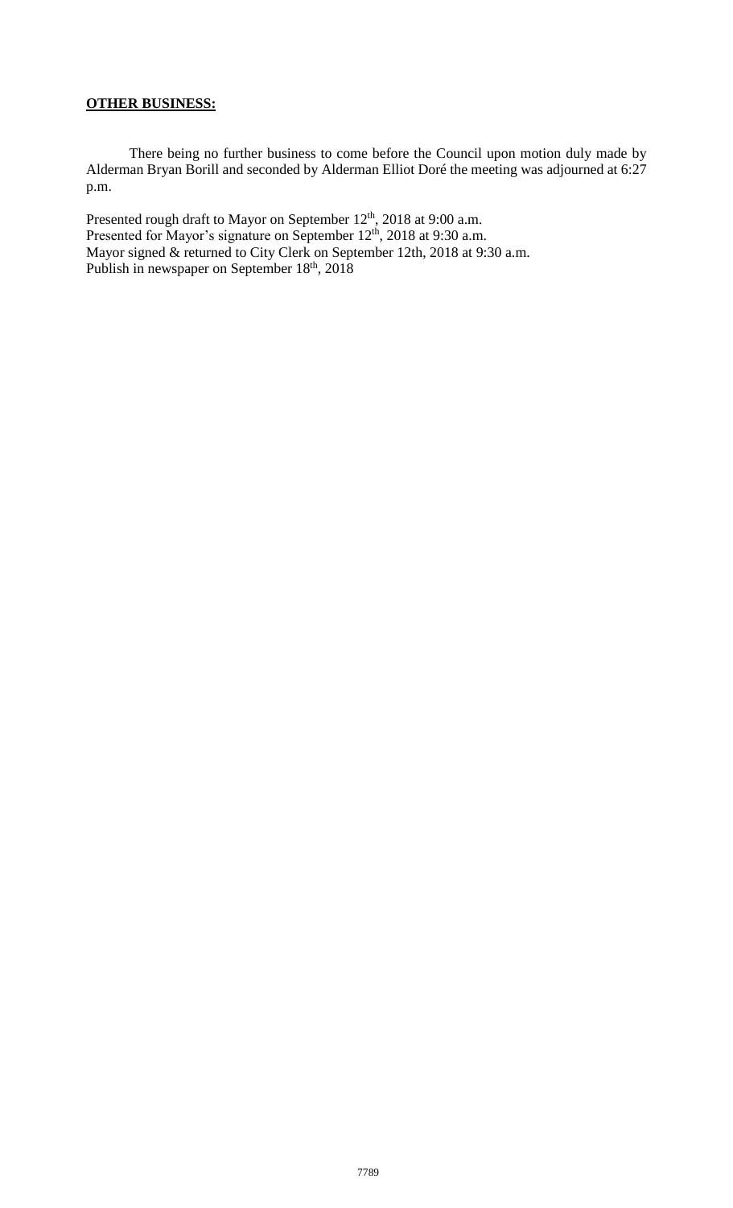**OTHER BUSINESS:**

There being no further business to come before the Council upon motion duly made by Alderman Bryan Borill and seconded by Alderman Elliot Doré the meeting was adjourned at 6:27 p.m.

Presented rough draft to Mayor on September 12th, 2018 at 9:00 a.m.
Presented for Mayor's signature on September 12th, 2018 at 9:30 a.m.
Mayor signed & returned to City Clerk on September 12th, 2018 at 9:30 a.m.
Publish in newspaper on September 18th, 2018